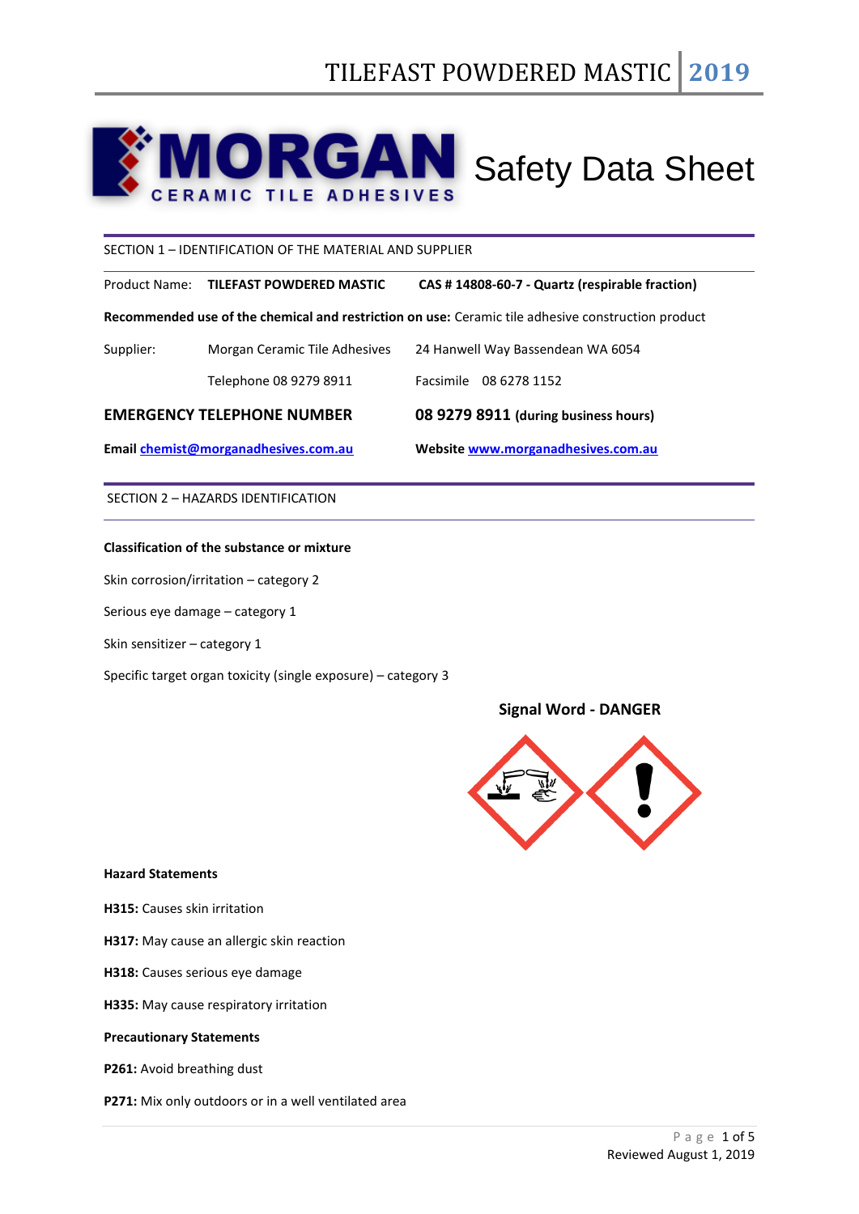# Safety Data Sheet

MORGAN CERAMIC TILE ADHESIVES

## SECTION 1 – IDENTIFICATION OF THE MATERIAL AND SUPPLIER

Product Name: **TILEFAST POWDERED MASTIC** **CAS # 14808-60-7 - Quartz (respirable fraction)**

**Recommended use of the chemical and restriction on use:** Ceramic tile adhesive construction product

| | | |
|---|---|---|
| Supplier: | Morgan Ceramic Tile Adhesives | 24 Hanwell Way Bassendean WA 6054 |
| | Telephone 08 9279 8911 | Facsimile 08 6278 1152 |

**EMERGENCY TELEPHONE NUMBER** **08 9279 8911 (during business hours)**

**Email chemist@morganadhesives.com.au** **Website www.morganadhesives.com.au**

## SECTION 2 – HAZARDS IDENTIFICATION

**Classification of the substance or mixture**

Skin corrosion/irritation – category 2

Serious eye damage – category 1

Skin sensitizer – category 1

Specific target organ toxicity (single exposure) – category 3

**Signal Word - DANGER**

**Hazard Statements**

**H315:** Causes skin irritation

**H317:** May cause an allergic skin reaction

**H318:** Causes serious eye damage

**H335:** May cause respiratory irritation

**Precautionary Statements**

**P261:** Avoid breathing dust

**P271:** Mix only outdoors or in a well ventilated area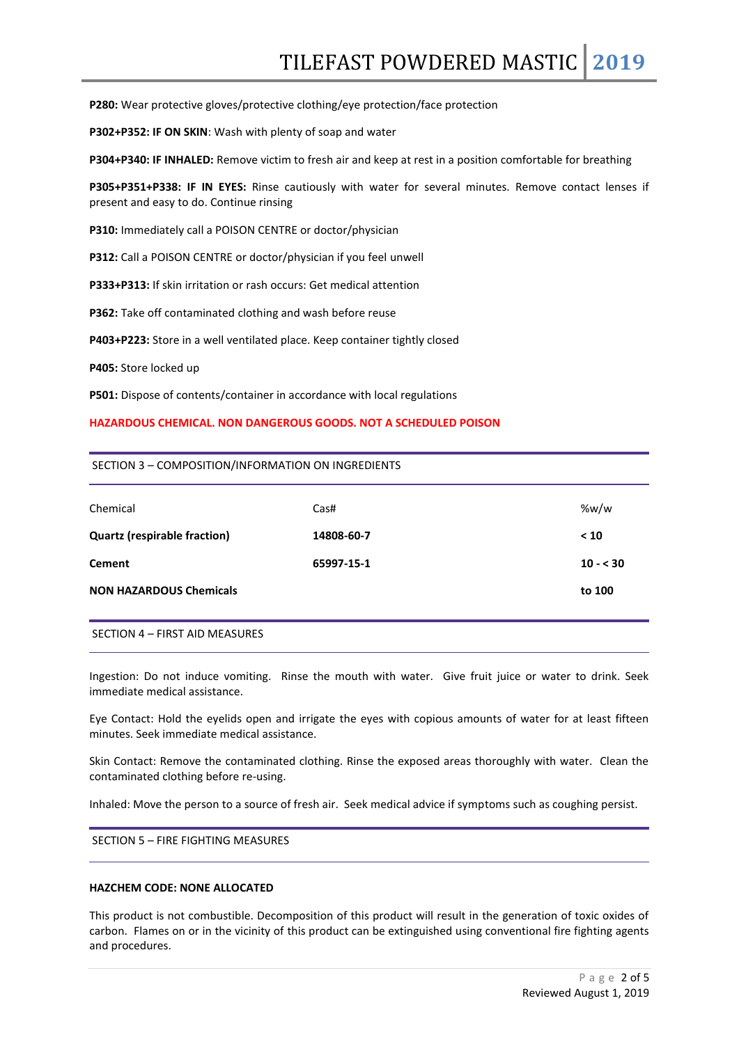**P280:** Wear protective gloves/protective clothing/eye protection/face protection

**P302+P352: IF ON SKIN**: Wash with plenty of soap and water

**P304+P340: IF INHALED:** Remove victim to fresh air and keep at rest in a position comfortable for breathing

**P305+P351+P338: IF IN EYES:** Rinse cautiously with water for several minutes. Remove contact lenses if present and easy to do. Continue rinsing

**P310:** Immediately call a POISON CENTRE or doctor/physician

**P312:** Call a POISON CENTRE or doctor/physician if you feel unwell

**P333+P313:** If skin irritation or rash occurs: Get medical attention

**P362:** Take off contaminated clothing and wash before reuse

**P403+P223:** Store in a well ventilated place. Keep container tightly closed

**P405:** Store locked up

**P501:** Dispose of contents/container in accordance with local regulations

**HAZARDOUS CHEMICAL. NON DANGEROUS GOODS. NOT A SCHEDULED POISON**

## SECTION 3 – COMPOSITION/INFORMATION ON INGREDIENTS

| Chemical | Cas# | %w/w |
|---|---|---|
| **Quartz (respirable fraction)** | **14808-60-7** | **< 10** |
| **Cement** | **65997-15-1** | **10 - < 30** |
| **NON HAZARDOUS Chemicals** | | **to 100** |

## SECTION 4 – FIRST AID MEASURES

Ingestion: Do not induce vomiting. Rinse the mouth with water. Give fruit juice or water to drink. Seek immediate medical assistance.

Eye Contact: Hold the eyelids open and irrigate the eyes with copious amounts of water for at least fifteen minutes. Seek immediate medical assistance.

Skin Contact: Remove the contaminated clothing. Rinse the exposed areas thoroughly with water. Clean the contaminated clothing before re-using.

Inhaled: Move the person to a source of fresh air. Seek medical advice if symptoms such as coughing persist.

## SECTION 5 – FIRE FIGHTING MEASURES

**HAZCHEM CODE: NONE ALLOCATED**

This product is not combustible. Decomposition of this product will result in the generation of toxic oxides of carbon. Flames on or in the vicinity of this product can be extinguished using conventional fire fighting agents and procedures.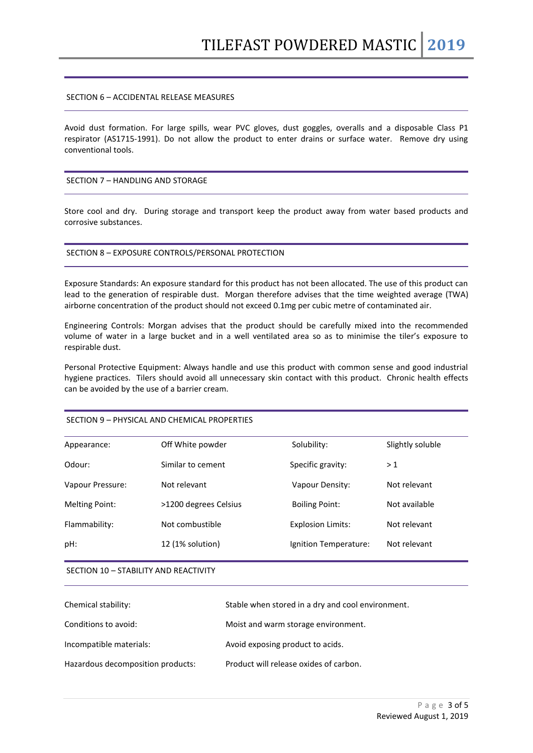## SECTION 6 – ACCIDENTAL RELEASE MEASURES

Avoid dust formation. For large spills, wear PVC gloves, dust goggles, overalls and a disposable Class P1 respirator (AS1715-1991). Do not allow the product to enter drains or surface water. Remove dry using conventional tools.

## SECTION 7 – HANDLING AND STORAGE

Store cool and dry. During storage and transport keep the product away from water based products and corrosive substances.

## SECTION 8 – EXPOSURE CONTROLS/PERSONAL PROTECTION

Exposure Standards: An exposure standard for this product has not been allocated. The use of this product can lead to the generation of respirable dust. Morgan therefore advises that the time weighted average (TWA) airborne concentration of the product should not exceed 0.1mg per cubic metre of contaminated air.

Engineering Controls: Morgan advises that the product should be carefully mixed into the recommended volume of water in a large bucket and in a well ventilated area so as to minimise the tiler's exposure to respirable dust.

Personal Protective Equipment: Always handle and use this product with common sense and good industrial hygiene practices. Tilers should avoid all unnecessary skin contact with this product. Chronic health effects can be avoided by the use of a barrier cream.

## SECTION 9 – PHYSICAL AND CHEMICAL PROPERTIES

| | | | |
|---|---|---|---|
| Appearance: | Off White powder | Solubility: | Slightly soluble |
| Odour: | Similar to cement | Specific gravity: | > 1 |
| Vapour Pressure: | Not relevant | Vapour Density: | Not relevant |
| Melting Point: | >1200 degrees Celsius | Boiling Point: | Not available |
| Flammability: | Not combustible | Explosion Limits: | Not relevant |
| pH: | 12 (1% solution) | Ignition Temperature: | Not relevant |

## SECTION 10 – STABILITY AND REACTIVITY

| | |
|---|---|
| Chemical stability: | Stable when stored in a dry and cool environment. |
| Conditions to avoid: | Moist and warm storage environment. |
| Incompatible materials: | Avoid exposing product to acids. |
| Hazardous decomposition products: | Product will release oxides of carbon. |

Reviewed August 1, 2019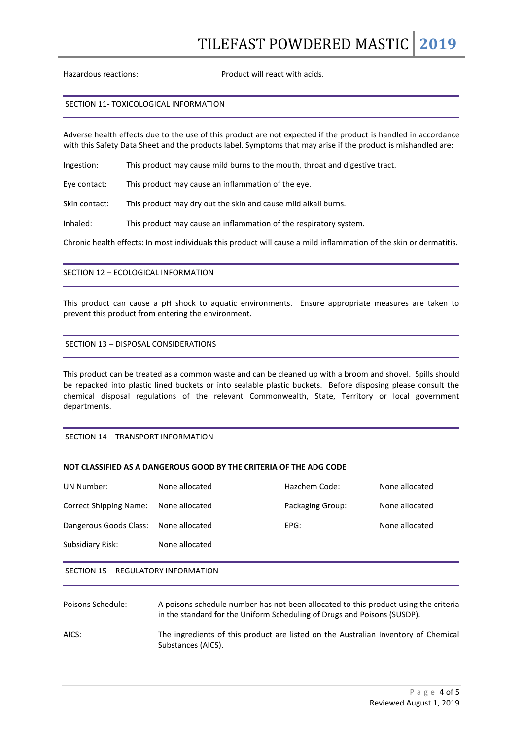Hazardous reactions: Product will react with acids.

## SECTION 11- TOXICOLOGICAL INFORMATION

Adverse health effects due to the use of this product are not expected if the product is handled in accordance with this Safety Data Sheet and the products label. Symptoms that may arise if the product is mishandled are:

Ingestion: This product may cause mild burns to the mouth, throat and digestive tract.

Eye contact: This product may cause an inflammation of the eye.

Skin contact: This product may dry out the skin and cause mild alkali burns.

Inhaled: This product may cause an inflammation of the respiratory system.

Chronic health effects: In most individuals this product will cause a mild inflammation of the skin or dermatitis.

## SECTION 12 – ECOLOGICAL INFORMATION

This product can cause a pH shock to aquatic environments. Ensure appropriate measures are taken to prevent this product from entering the environment.

## SECTION 13 – DISPOSAL CONSIDERATIONS

This product can be treated as a common waste and can be cleaned up with a broom and shovel. Spills should be repacked into plastic lined buckets or into sealable plastic buckets. Before disposing please consult the chemical disposal regulations of the relevant Commonwealth, State, Territory or local government departments.

## SECTION 14 – TRANSPORT INFORMATION

**NOT CLASSIFIED AS A DANGEROUS GOOD BY THE CRITERIA OF THE ADG CODE**

| | | | |
|---|---|---|---|
| UN Number: | None allocated | Hazchem Code: | None allocated |
| Correct Shipping Name: | None allocated | Packaging Group: | None allocated |
| Dangerous Goods Class: | None allocated | EPG: | None allocated |
| Subsidiary Risk: | None allocated | | |

## SECTION 15 – REGULATORY INFORMATION

Poisons Schedule: A poisons schedule number has not been allocated to this product using the criteria in the standard for the Uniform Scheduling of Drugs and Poisons (SUSDP).

AICS: The ingredients of this product are listed on the Australian Inventory of Chemical Substances (AICS).

Reviewed August 1, 2019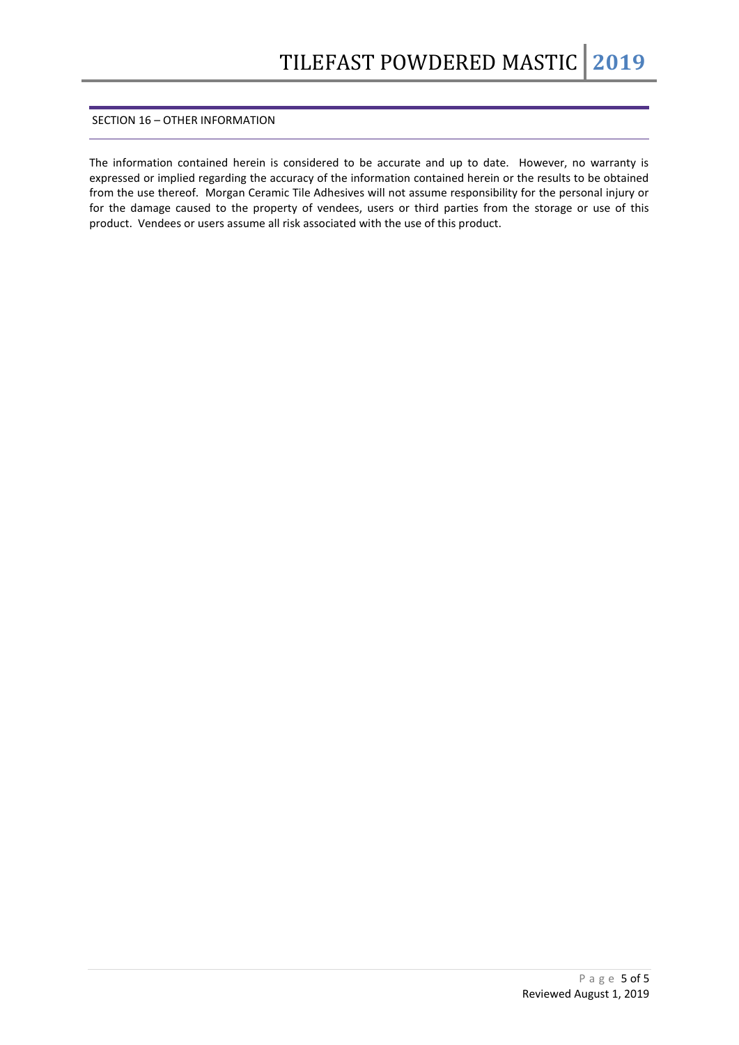## SECTION 16 – OTHER INFORMATION

The information contained herein is considered to be accurate and up to date. However, no warranty is expressed or implied regarding the accuracy of the information contained herein or the results to be obtained from the use thereof. Morgan Ceramic Tile Adhesives will not assume responsibility for the personal injury or for the damage caused to the property of vendees, users or third parties from the storage or use of this product. Vendees or users assume all risk associated with the use of this product.

Reviewed August 1, 2019